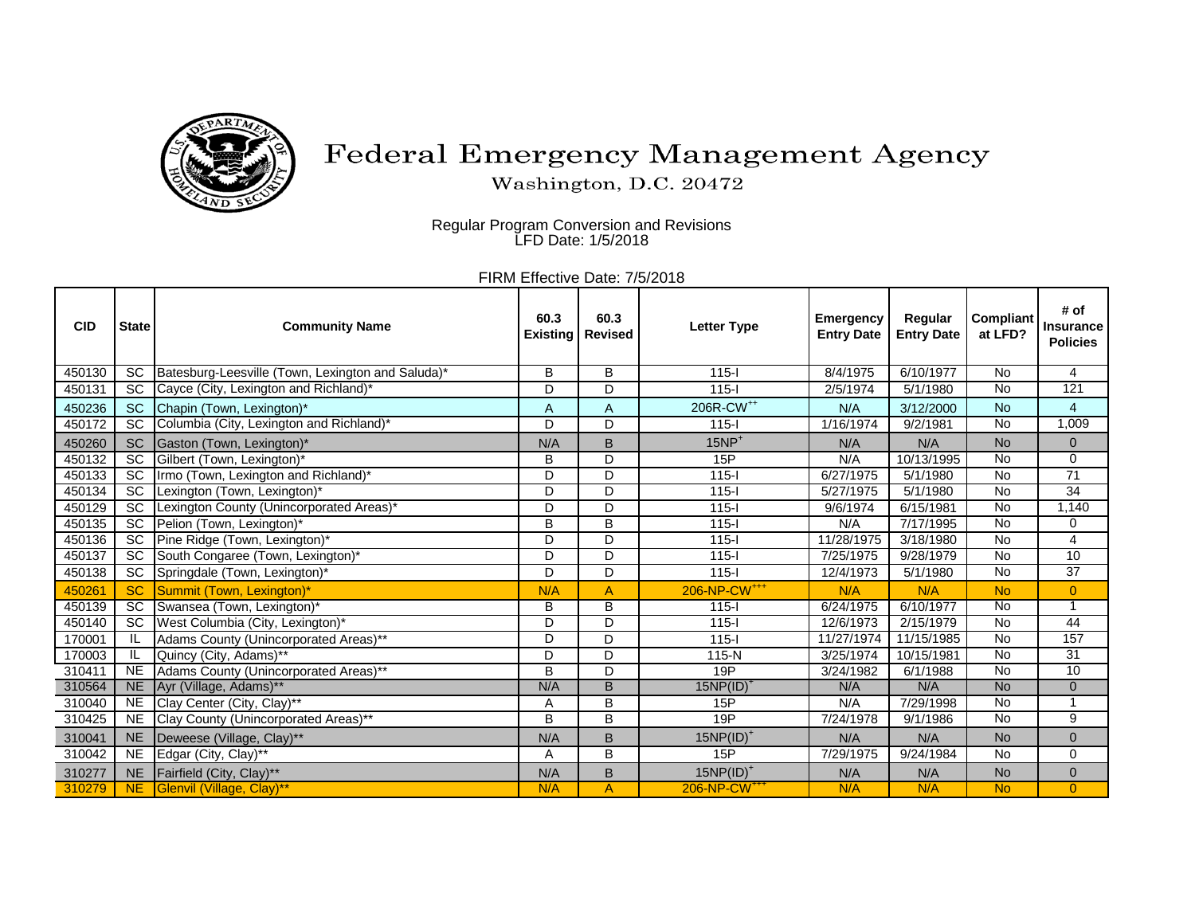# Federal Emergency Management Agency

Washington, D.C. 20472

Regular Program Conversion and Revisions
LFD Date: 1/5/2018

FIRM Effective Date: 7/5/2018

| CID | State | Community Name | 60.3 Existing | 60.3 Revised | Letter Type | Emergency Entry Date | Regular Entry Date | Compliant at LFD? | # of Insurance Policies |
|---|---|---|---|---|---|---|---|---|---|
| 450130 | SC | Batesburg-Leesville (Town, Lexington and Saluda)* | B | B | 115-I | 8/4/1975 | 6/10/1977 | No | 4 |
| 450131 | SC | Cayce (City, Lexington and Richland)* | D | D | 115-I | 2/5/1974 | 5/1/1980 | No | 121 |
| 450236 | SC | Chapin (Town, Lexington)* | A | A | 206R-CW++ | N/A | 3/12/2000 | No | 4 |
| 450172 | SC | Columbia (City, Lexington and Richland)* | D | D | 115-I | 1/16/1974 | 9/2/1981 | No | 1,009 |
| 450260 | SC | Gaston (Town, Lexington)* | N/A | B | 15NP+ | N/A | N/A | No | 0 |
| 450132 | SC | Gilbert (Town, Lexington)* | B | D | 15P | N/A | 10/13/1995 | No | 0 |
| 450133 | SC | Irmo (Town, Lexington and Richland)* | D | D | 115-I | 6/27/1975 | 5/1/1980 | No | 71 |
| 450134 | SC | Lexington (Town, Lexington)* | D | D | 115-I | 5/27/1975 | 5/1/1980 | No | 34 |
| 450129 | SC | Lexington County (Unincorporated Areas)* | D | D | 115-I | 9/6/1974 | 6/15/1981 | No | 1,140 |
| 450135 | SC | Pelion (Town, Lexington)* | B | B | 115-I | N/A | 7/17/1995 | No | 0 |
| 450136 | SC | Pine Ridge (Town, Lexington)* | D | D | 115-I | 11/28/1975 | 3/18/1980 | No | 4 |
| 450137 | SC | South Congaree (Town, Lexington)* | D | D | 115-I | 7/25/1975 | 9/28/1979 | No | 10 |
| 450138 | SC | Springdale (Town, Lexington)* | D | D | 115-I | 12/4/1973 | 5/1/1980 | No | 37 |
| 450261 | SC | Summit (Town, Lexington)* | N/A | A | 206-NP-CW+++ | N/A | N/A | No | 0 |
| 450139 | SC | Swansea (Town, Lexington)* | B | B | 115-I | 6/24/1975 | 6/10/1977 | No | 1 |
| 450140 | SC | West Columbia (City, Lexington)* | D | D | 115-I | 12/6/1973 | 2/15/1979 | No | 44 |
| 170001 | IL | Adams County (Unincorporated Areas)** | D | D | 115-I | 11/27/1974 | 11/15/1985 | No | 157 |
| 170003 | IL | Quincy (City, Adams)** | D | D | 115-N | 3/25/1974 | 10/15/1981 | No | 31 |
| 310411 | NE | Adams County (Unincorporated Areas)** | B | D | 19P | 3/24/1982 | 6/1/1988 | No | 10 |
| 310564 | NE | Ayr (Village, Adams)** | N/A | B | 15NP(ID)+ | N/A | N/A | No | 0 |
| 310040 | NE | Clay Center (City, Clay)** | A | B | 15P | N/A | 7/29/1998 | No | 1 |
| 310425 | NE | Clay County (Unincorporated Areas)** | B | B | 19P | 7/24/1978 | 9/1/1986 | No | 9 |
| 310041 | NE | Deweese (Village, Clay)** | N/A | B | 15NP(ID)+ | N/A | N/A | No | 0 |
| 310042 | NE | Edgar (City, Clay)** | A | B | 15P | 7/29/1975 | 9/24/1984 | No | 0 |
| 310277 | NE | Fairfield (City, Clay)** | N/A | B | 15NP(ID)+ | N/A | N/A | No | 0 |
| 310279 | NE | Glenvil (Village, Clay)** | N/A | A | 206-NP-CW+++ | N/A | N/A | No | 0 |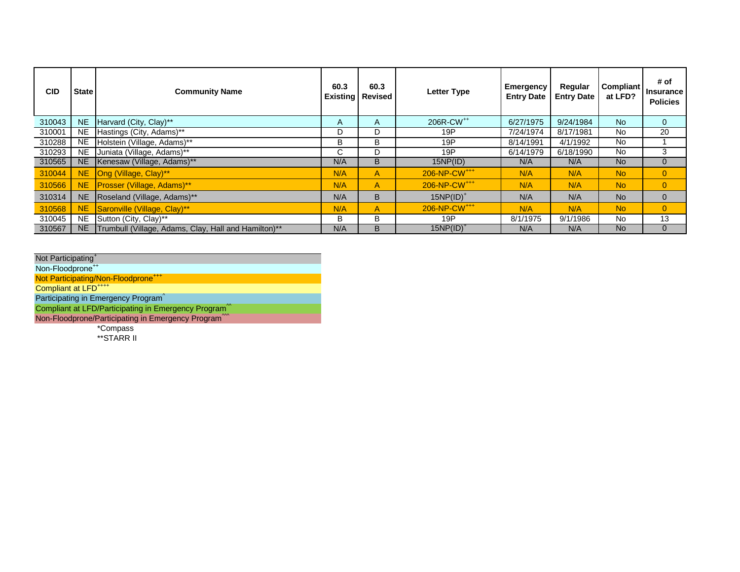| CID | State | Community Name | 60.3 Existing | 60.3 Revised | Letter Type | Emergency Entry Date | Regular Entry Date | Compliant at LFD? | # of Insurance Policies |
|---|---|---|---|---|---|---|---|---|---|
| 310043 | NE | Harvard (City, Clay)** | A | A | 206R-CW++ | 6/27/1975 | 9/24/1984 | No | 0 |
| 310001 | NE | Hastings (City, Adams)** | D | D | 19P | 7/24/1974 | 8/17/1981 | No | 20 |
| 310288 | NE | Holstein (Village, Adams)** | B | B | 19P | 8/14/1991 | 4/1/1992 | No | 1 |
| 310293 | NE | Juniata (Village, Adams)** | C | D | 19P | 6/14/1979 | 6/18/1990 | No | 3 |
| 310565 | NE | Kenesaw (Village, Adams)** | N/A | B | 15NP(ID) | N/A | N/A | No | 0 |
| 310044 | NE | Ong (Village, Clay)** | N/A | A | 206-NP-CW+++ | N/A | N/A | No | 0 |
| 310566 | NE | Prosser (Village, Adams)** | N/A | A | 206-NP-CW+++ | N/A | N/A | No | 0 |
| 310314 | NE | Roseland (Village, Adams)** | N/A | B | 15NP(ID)+ | N/A | N/A | No | 0 |
| 310568 | NE | Saronville (Village, Clay)** | N/A | A | 206-NP-CW+++ | N/A | N/A | No | 0 |
| 310045 | NE | Sutton (City, Clay)** | B | B | 19P | 8/1/1975 | 9/1/1986 | No | 13 |
| 310567 | NE | Trumbull (Village, Adams, Clay, Hall and Hamilton)** | N/A | B | 15NP(ID)+ | N/A | N/A | No | 0 |

Not Participating+

Non-Floodprone++

Not Participating/Non-Floodprone+++

Compliant at LFD++++

Participating in Emergency Program^

Compliant at LFD/Participating in Emergency Program^^

Non-Floodprone/Participating in Emergency Program^^^

*Compass

**STARR II